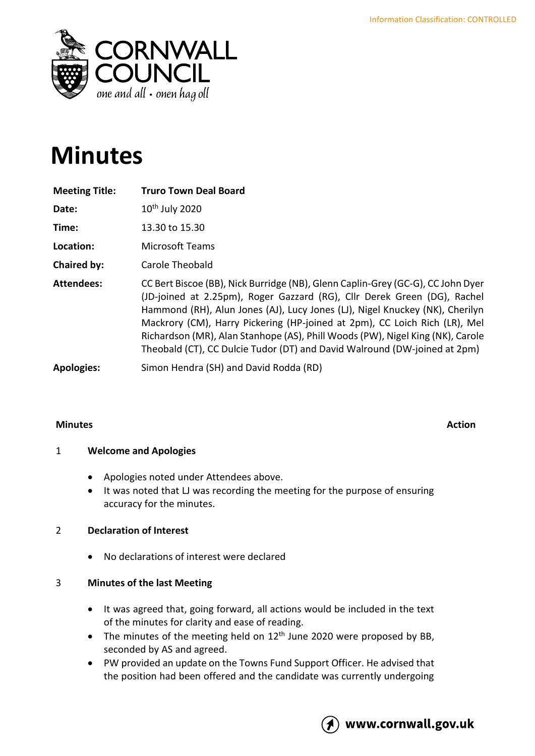Information Classification: CONTROLLED

# Minutes

| | |
|---|---|
| **Meeting Title:** | **Truro Town Deal Board** |
| **Date:** | 10th July 2020 |
| **Time:** | 13.30 to 15.30 |
| **Location:** | Microsoft Teams |
| **Chaired by:** | Carole Theobald |
| **Attendees:** | CC Bert Biscoe (BB), Nick Burridge (NB), Glenn Caplin-Grey (GC-G), CC John Dyer (JD-joined at 2.25pm), Roger Gazzard (RG), Cllr Derek Green (DG), Rachel Hammond (RH), Alun Jones (AJ), Lucy Jones (LJ), Nigel Knuckey (NK), Cherilyn Mackrory (CM), Harry Pickering (HP-joined at 2pm), CC Loich Rich (LR), Mel Richardson (MR), Alan Stanhope (AS), Phill Woods (PW), Nigel King (NK), Carole Theobald (CT), CC Dulcie Tudor (DT) and David Walround (DW-joined at 2pm) |
| **Apologies:** | Simon Hendra (SH) and David Rodda (RD) |

**Minutes** **Action**

## 1 Welcome and Apologies

- Apologies noted under Attendees above.
- It was noted that LJ was recording the meeting for the purpose of ensuring accuracy for the minutes.

## 2 Declaration of Interest

- No declarations of interest were declared

## 3 Minutes of the last Meeting

- It was agreed that, going forward, all actions would be included in the text of the minutes for clarity and ease of reading.
- The minutes of the meeting held on 12th June 2020 were proposed by BB, seconded by AS and agreed.
- PW provided an update on the Towns Fund Support Officer. He advised that the position had been offered and the candidate was currently undergoing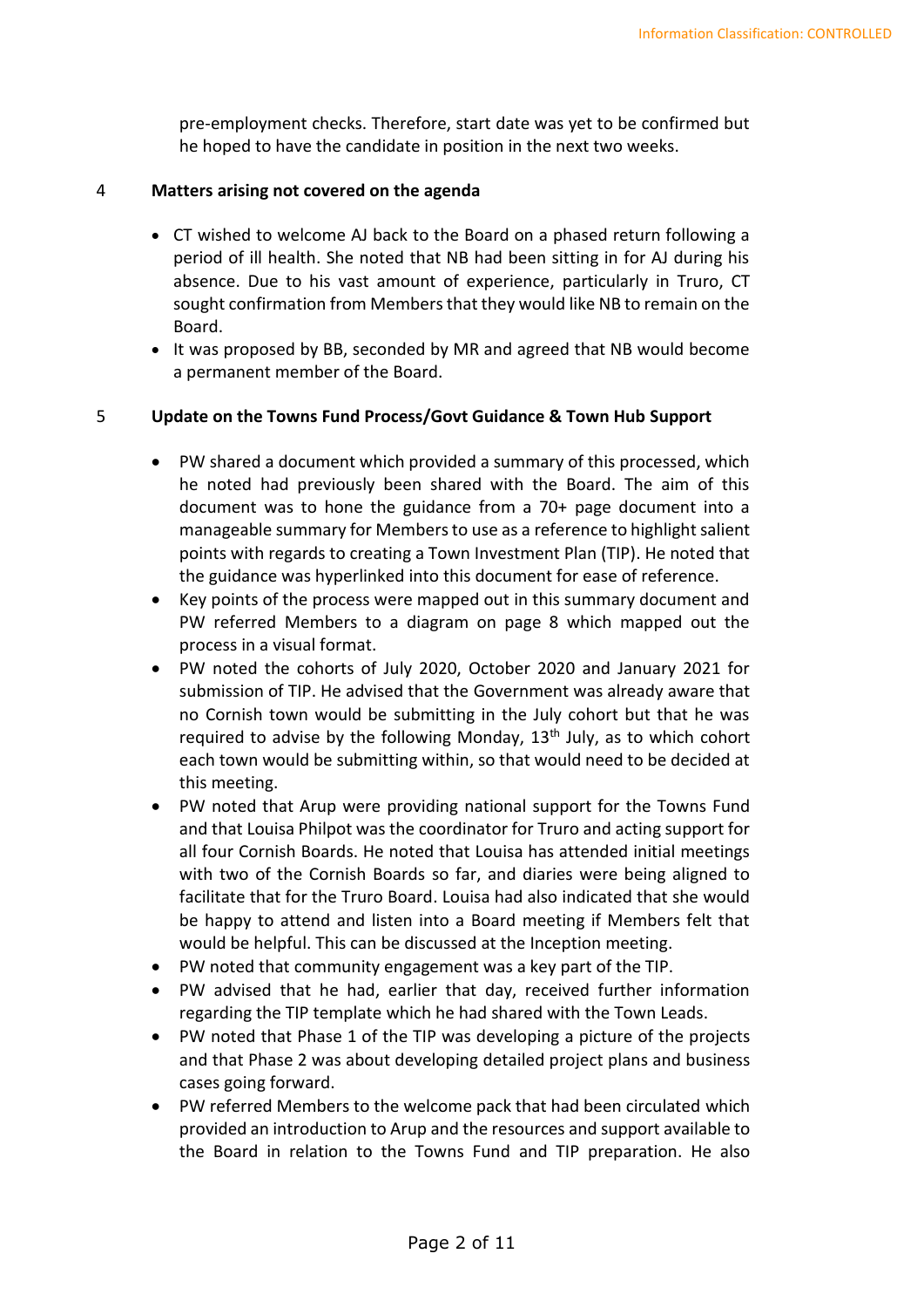pre-employment checks. Therefore, start date was yet to be confirmed but he hoped to have the candidate in position in the next two weeks.

## 4 Matters arising not covered on the agenda

- CT wished to welcome AJ back to the Board on a phased return following a period of ill health. She noted that NB had been sitting in for AJ during his absence. Due to his vast amount of experience, particularly in Truro, CT sought confirmation from Members that they would like NB to remain on the Board.
- It was proposed by BB, seconded by MR and agreed that NB would become a permanent member of the Board.

## 5 Update on the Towns Fund Process/Govt Guidance & Town Hub Support

- PW shared a document which provided a summary of this processed, which he noted had previously been shared with the Board. The aim of this document was to hone the guidance from a 70+ page document into a manageable summary for Members to use as a reference to highlight salient points with regards to creating a Town Investment Plan (TIP). He noted that the guidance was hyperlinked into this document for ease of reference.
- Key points of the process were mapped out in this summary document and PW referred Members to a diagram on page 8 which mapped out the process in a visual format.
- PW noted the cohorts of July 2020, October 2020 and January 2021 for submission of TIP. He advised that the Government was already aware that no Cornish town would be submitting in the July cohort but that he was required to advise by the following Monday, 13th July, as to which cohort each town would be submitting within, so that would need to be decided at this meeting.
- PW noted that Arup were providing national support for the Towns Fund and that Louisa Philpot was the coordinator for Truro and acting support for all four Cornish Boards. He noted that Louisa has attended initial meetings with two of the Cornish Boards so far, and diaries were being aligned to facilitate that for the Truro Board. Louisa had also indicated that she would be happy to attend and listen into a Board meeting if Members felt that would be helpful. This can be discussed at the Inception meeting.
- PW noted that community engagement was a key part of the TIP.
- PW advised that he had, earlier that day, received further information regarding the TIP template which he had shared with the Town Leads.
- PW noted that Phase 1 of the TIP was developing a picture of the projects and that Phase 2 was about developing detailed project plans and business cases going forward.
- PW referred Members to the welcome pack that had been circulated which provided an introduction to Arup and the resources and support available to the Board in relation to the Towns Fund and TIP preparation. He also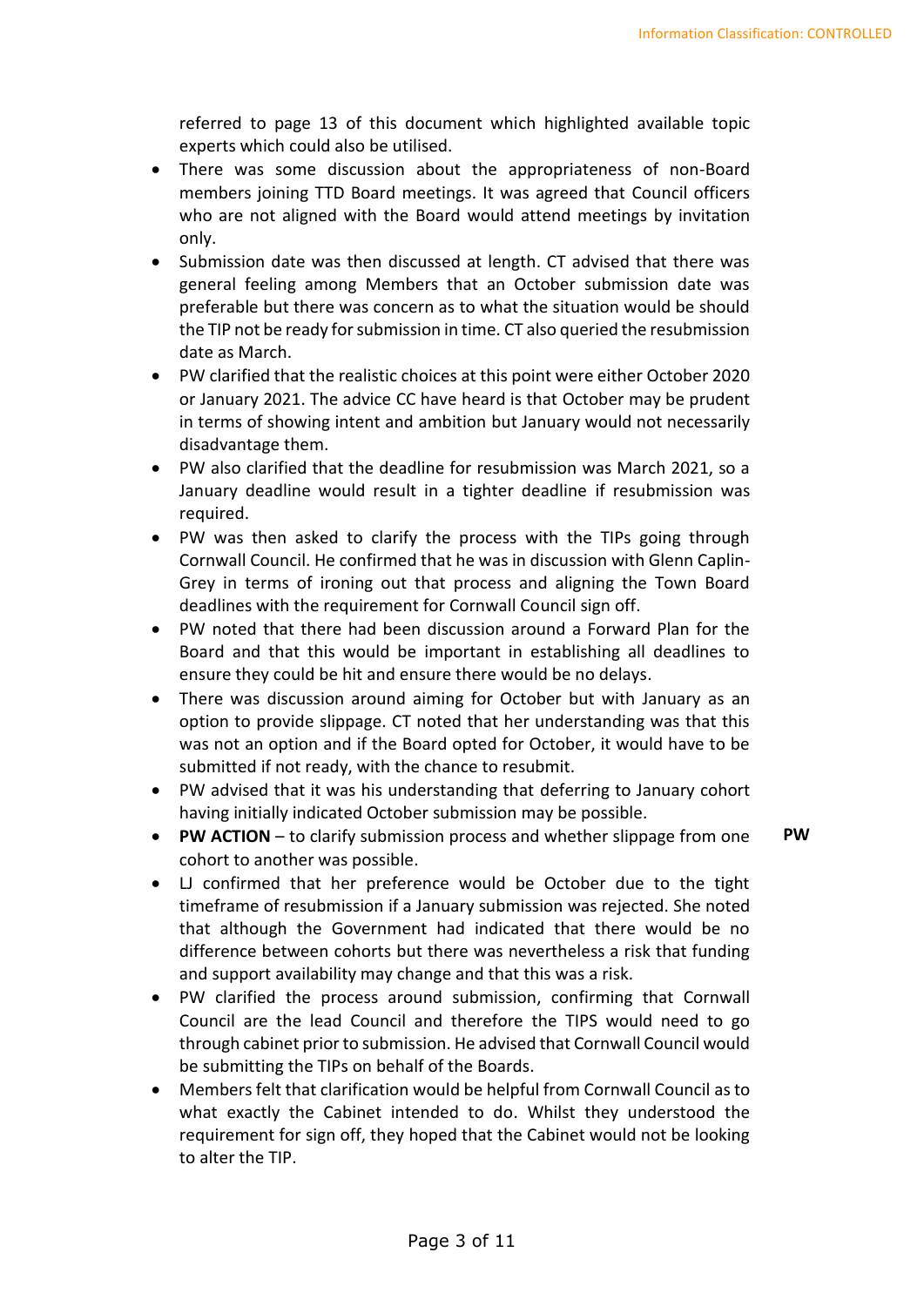referred to page 13 of this document which highlighted available topic experts which could also be utilised.

- There was some discussion about the appropriateness of non-Board members joining TTD Board meetings. It was agreed that Council officers who are not aligned with the Board would attend meetings by invitation only.
- Submission date was then discussed at length. CT advised that there was general feeling among Members that an October submission date was preferable but there was concern as to what the situation would be should the TIP not be ready for submission in time. CT also queried the resubmission date as March.
- PW clarified that the realistic choices at this point were either October 2020 or January 2021. The advice CC have heard is that October may be prudent in terms of showing intent and ambition but January would not necessarily disadvantage them.
- PW also clarified that the deadline for resubmission was March 2021, so a January deadline would result in a tighter deadline if resubmission was required.
- PW was then asked to clarify the process with the TIPs going through Cornwall Council. He confirmed that he was in discussion with Glenn Caplin-Grey in terms of ironing out that process and aligning the Town Board deadlines with the requirement for Cornwall Council sign off.
- PW noted that there had been discussion around a Forward Plan for the Board and that this would be important in establishing all deadlines to ensure they could be hit and ensure there would be no delays.
- There was discussion around aiming for October but with January as an option to provide slippage. CT noted that her understanding was that this was not an option and if the Board opted for October, it would have to be submitted if not ready, with the chance to resubmit.
- PW advised that it was his understanding that deferring to January cohort having initially indicated October submission may be possible.
- **PW ACTION** – to clarify submission process and whether slippage from one cohort to another was possible. **PW**
- LJ confirmed that her preference would be October due to the tight timeframe of resubmission if a January submission was rejected. She noted that although the Government had indicated that there would be no difference between cohorts but there was nevertheless a risk that funding and support availability may change and that this was a risk.
- PW clarified the process around submission, confirming that Cornwall Council are the lead Council and therefore the TIPS would need to go through cabinet prior to submission. He advised that Cornwall Council would be submitting the TIPs on behalf of the Boards.
- Members felt that clarification would be helpful from Cornwall Council as to what exactly the Cabinet intended to do. Whilst they understood the requirement for sign off, they hoped that the Cabinet would not be looking to alter the TIP.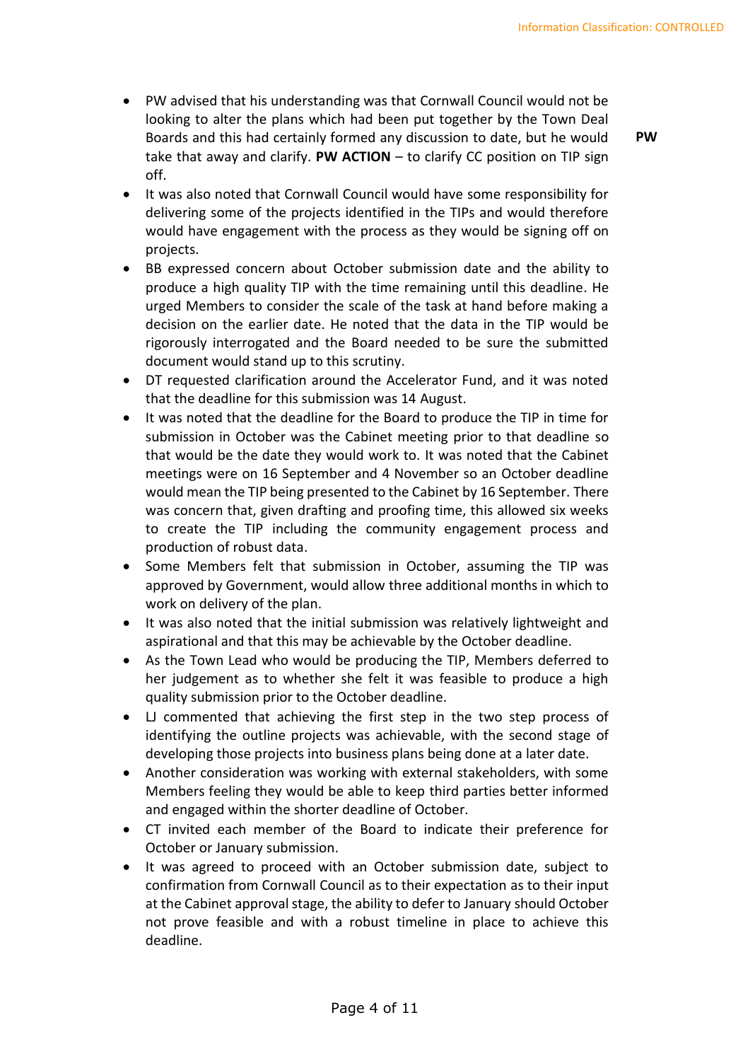- PW advised that his understanding was that Cornwall Council would not be looking to alter the plans which had been put together by the Town Deal Boards and this had certainly formed any discussion to date, but he would take that away and clarify. **PW ACTION** – to clarify CC position on TIP sign off. **PW**
- It was also noted that Cornwall Council would have some responsibility for delivering some of the projects identified in the TIPs and would therefore would have engagement with the process as they would be signing off on projects.
- BB expressed concern about October submission date and the ability to produce a high quality TIP with the time remaining until this deadline. He urged Members to consider the scale of the task at hand before making a decision on the earlier date. He noted that the data in the TIP would be rigorously interrogated and the Board needed to be sure the submitted document would stand up to this scrutiny.
- DT requested clarification around the Accelerator Fund, and it was noted that the deadline for this submission was 14 August.
- It was noted that the deadline for the Board to produce the TIP in time for submission in October was the Cabinet meeting prior to that deadline so that would be the date they would work to. It was noted that the Cabinet meetings were on 16 September and 4 November so an October deadline would mean the TIP being presented to the Cabinet by 16 September. There was concern that, given drafting and proofing time, this allowed six weeks to create the TIP including the community engagement process and production of robust data.
- Some Members felt that submission in October, assuming the TIP was approved by Government, would allow three additional months in which to work on delivery of the plan.
- It was also noted that the initial submission was relatively lightweight and aspirational and that this may be achievable by the October deadline.
- As the Town Lead who would be producing the TIP, Members deferred to her judgement as to whether she felt it was feasible to produce a high quality submission prior to the October deadline.
- LJ commented that achieving the first step in the two step process of identifying the outline projects was achievable, with the second stage of developing those projects into business plans being done at a later date.
- Another consideration was working with external stakeholders, with some Members feeling they would be able to keep third parties better informed and engaged within the shorter deadline of October.
- CT invited each member of the Board to indicate their preference for October or January submission.
- It was agreed to proceed with an October submission date, subject to confirmation from Cornwall Council as to their expectation as to their input at the Cabinet approval stage, the ability to defer to January should October not prove feasible and with a robust timeline in place to achieve this deadline.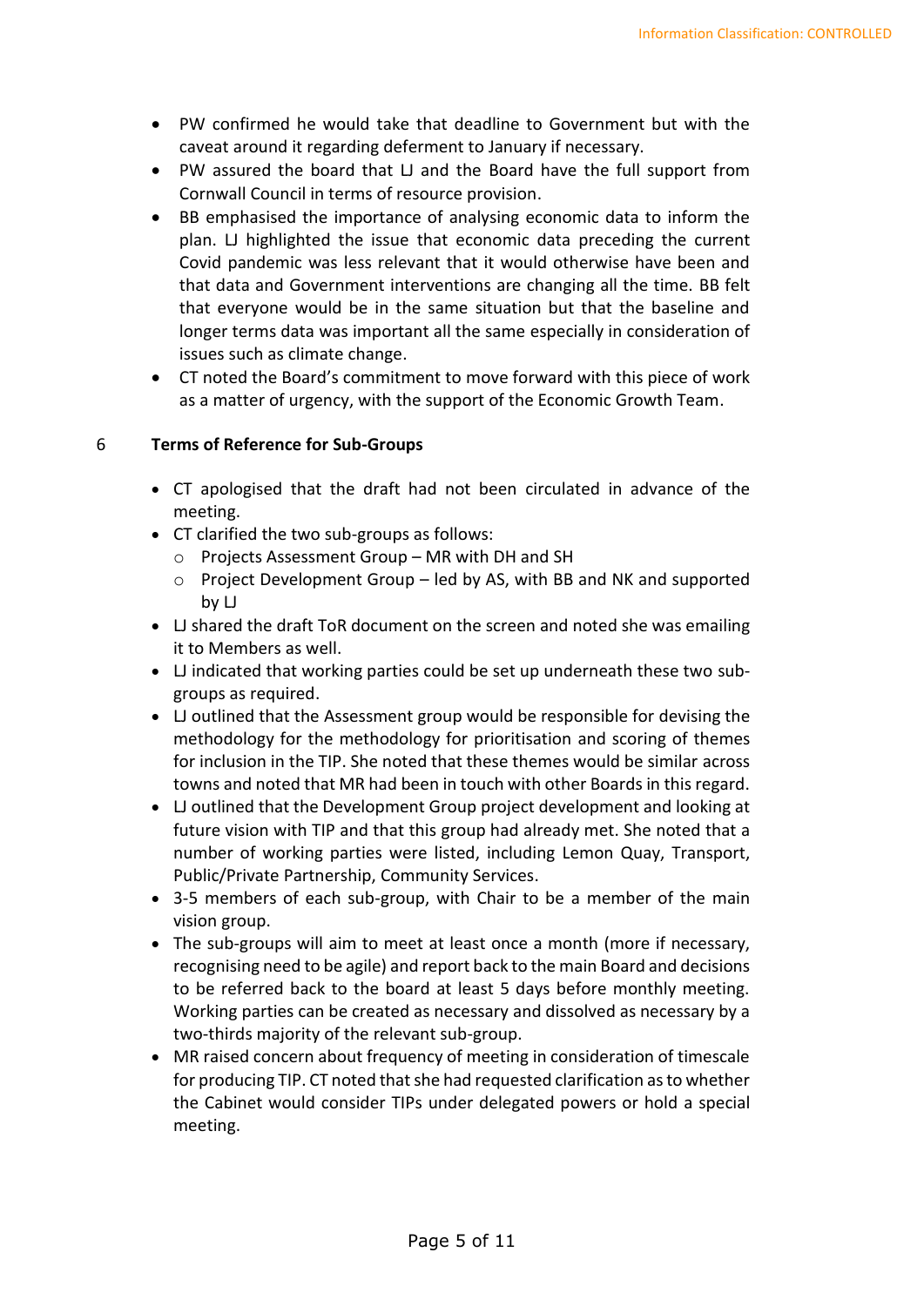- PW confirmed he would take that deadline to Government but with the caveat around it regarding deferment to January if necessary.
- PW assured the board that LJ and the Board have the full support from Cornwall Council in terms of resource provision.
- BB emphasised the importance of analysing economic data to inform the plan. LJ highlighted the issue that economic data preceding the current Covid pandemic was less relevant that it would otherwise have been and that data and Government interventions are changing all the time. BB felt that everyone would be in the same situation but that the baseline and longer terms data was important all the same especially in consideration of issues such as climate change.
- CT noted the Board's commitment to move forward with this piece of work as a matter of urgency, with the support of the Economic Growth Team.

## 6 Terms of Reference for Sub-Groups

- CT apologised that the draft had not been circulated in advance of the meeting.
- CT clarified the two sub-groups as follows:
  - Projects Assessment Group – MR with DH and SH
  - Project Development Group – led by AS, with BB and NK and supported by LJ
- LJ shared the draft ToR document on the screen and noted she was emailing it to Members as well.
- LJ indicated that working parties could be set up underneath these two sub-groups as required.
- LJ outlined that the Assessment group would be responsible for devising the methodology for the methodology for prioritisation and scoring of themes for inclusion in the TIP. She noted that these themes would be similar across towns and noted that MR had been in touch with other Boards in this regard.
- LJ outlined that the Development Group project development and looking at future vision with TIP and that this group had already met. She noted that a number of working parties were listed, including Lemon Quay, Transport, Public/Private Partnership, Community Services.
- 3-5 members of each sub-group, with Chair to be a member of the main vision group.
- The sub-groups will aim to meet at least once a month (more if necessary, recognising need to be agile) and report back to the main Board and decisions to be referred back to the board at least 5 days before monthly meeting. Working parties can be created as necessary and dissolved as necessary by a two-thirds majority of the relevant sub-group.
- MR raised concern about frequency of meeting in consideration of timescale for producing TIP. CT noted that she had requested clarification as to whether the Cabinet would consider TIPs under delegated powers or hold a special meeting.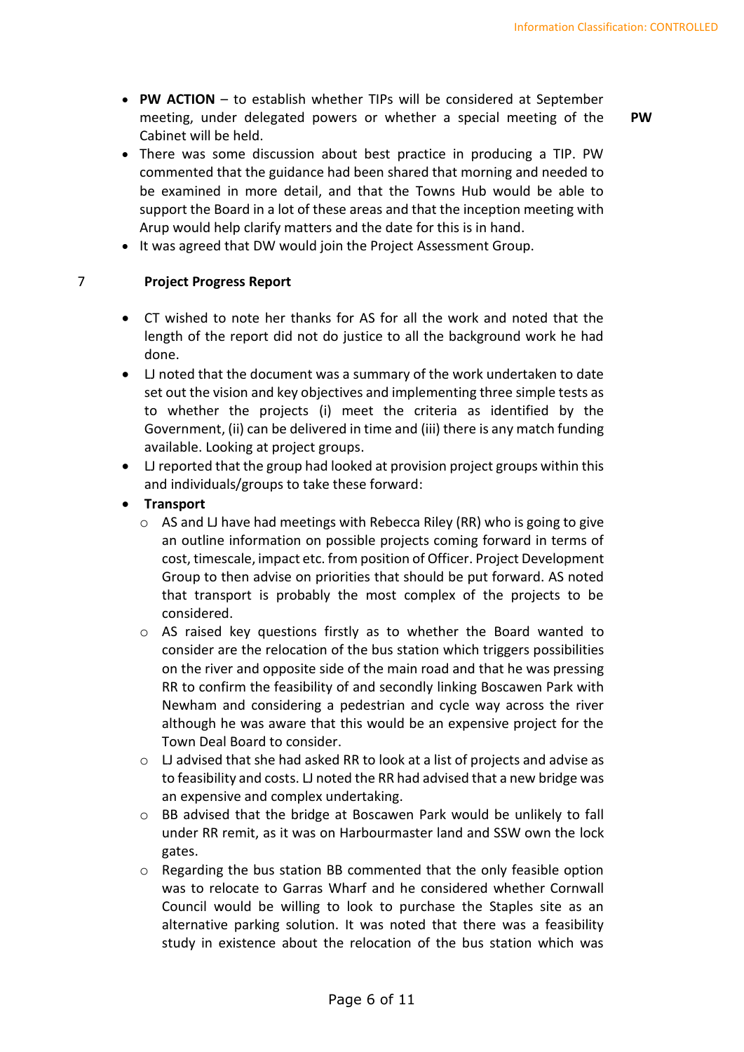- **PW ACTION** – to establish whether TIPs will be considered at September meeting, under delegated powers or whether a special meeting of the Cabinet will be held. **PW**
- There was some discussion about best practice in producing a TIP. PW commented that the guidance had been shared that morning and needed to be examined in more detail, and that the Towns Hub would be able to support the Board in a lot of these areas and that the inception meeting with Arup would help clarify matters and the date for this is in hand.
- It was agreed that DW would join the Project Assessment Group.

## 7 Project Progress Report

- CT wished to note her thanks for AS for all the work and noted that the length of the report did not do justice to all the background work he had done.
- LJ noted that the document was a summary of the work undertaken to date set out the vision and key objectives and implementing three simple tests as to whether the projects (i) meet the criteria as identified by the Government, (ii) can be delivered in time and (iii) there is any match funding available. Looking at project groups.
- LJ reported that the group had looked at provision project groups within this and individuals/groups to take these forward:
- **Transport**
  - AS and LJ have had meetings with Rebecca Riley (RR) who is going to give an outline information on possible projects coming forward in terms of cost, timescale, impact etc. from position of Officer. Project Development Group to then advise on priorities that should be put forward. AS noted that transport is probably the most complex of the projects to be considered.
  - AS raised key questions firstly as to whether the Board wanted to consider are the relocation of the bus station which triggers possibilities on the river and opposite side of the main road and that he was pressing RR to confirm the feasibility of and secondly linking Boscawen Park with Newham and considering a pedestrian and cycle way across the river although he was aware that this would be an expensive project for the Town Deal Board to consider.
  - LJ advised that she had asked RR to look at a list of projects and advise as to feasibility and costs. LJ noted the RR had advised that a new bridge was an expensive and complex undertaking.
  - BB advised that the bridge at Boscawen Park would be unlikely to fall under RR remit, as it was on Harbourmaster land and SSW own the lock gates.
  - Regarding the bus station BB commented that the only feasible option was to relocate to Garras Wharf and he considered whether Cornwall Council would be willing to look to purchase the Staples site as an alternative parking solution. It was noted that there was a feasibility study in existence about the relocation of the bus station which was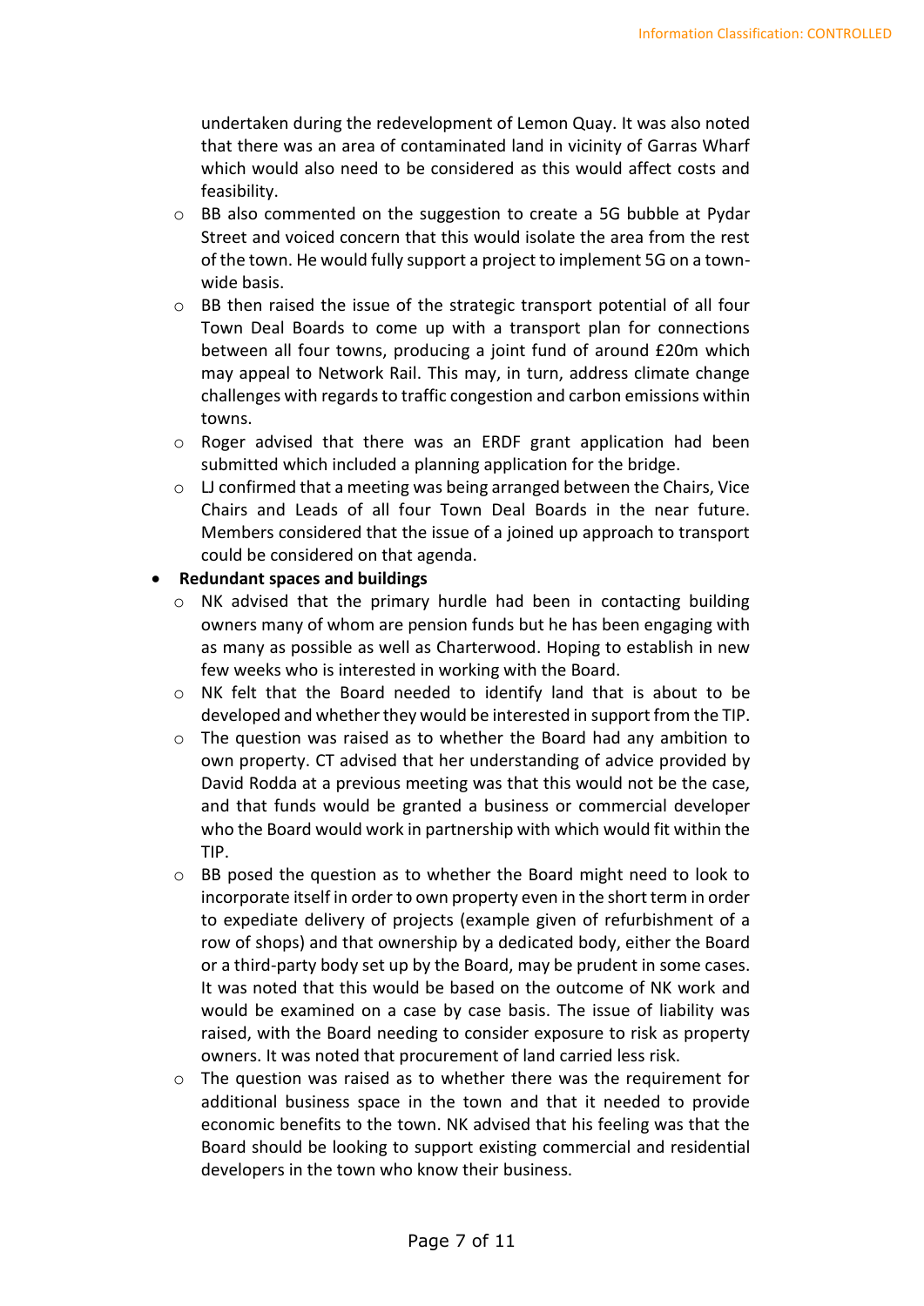undertaken during the redevelopment of Lemon Quay. It was also noted that there was an area of contaminated land in vicinity of Garras Wharf which would also need to be considered as this would affect costs and feasibility.
  - BB also commented on the suggestion to create a 5G bubble at Pydar Street and voiced concern that this would isolate the area from the rest of the town. He would fully support a project to implement 5G on a town-wide basis.
  - BB then raised the issue of the strategic transport potential of all four Town Deal Boards to come up with a transport plan for connections between all four towns, producing a joint fund of around £20m which may appeal to Network Rail. This may, in turn, address climate change challenges with regards to traffic congestion and carbon emissions within towns.
  - Roger advised that there was an ERDF grant application had been submitted which included a planning application for the bridge.
  - LJ confirmed that a meeting was being arranged between the Chairs, Vice Chairs and Leads of all four Town Deal Boards in the near future. Members considered that the issue of a joined up approach to transport could be considered on that agenda.
- **Redundant spaces and buildings**
  - NK advised that the primary hurdle had been in contacting building owners many of whom are pension funds but he has been engaging with as many as possible as well as Charterwood. Hoping to establish in new few weeks who is interested in working with the Board.
  - NK felt that the Board needed to identify land that is about to be developed and whether they would be interested in support from the TIP.
  - The question was raised as to whether the Board had any ambition to own property. CT advised that her understanding of advice provided by David Rodda at a previous meeting was that this would not be the case, and that funds would be granted a business or commercial developer who the Board would work in partnership with which would fit within the TIP.
  - BB posed the question as to whether the Board might need to look to incorporate itself in order to own property even in the short term in order to expediate delivery of projects (example given of refurbishment of a row of shops) and that ownership by a dedicated body, either the Board or a third-party body set up by the Board, may be prudent in some cases. It was noted that this would be based on the outcome of NK work and would be examined on a case by case basis. The issue of liability was raised, with the Board needing to consider exposure to risk as property owners. It was noted that procurement of land carried less risk.
  - The question was raised as to whether there was the requirement for additional business space in the town and that it needed to provide economic benefits to the town. NK advised that his feeling was that the Board should be looking to support existing commercial and residential developers in the town who know their business.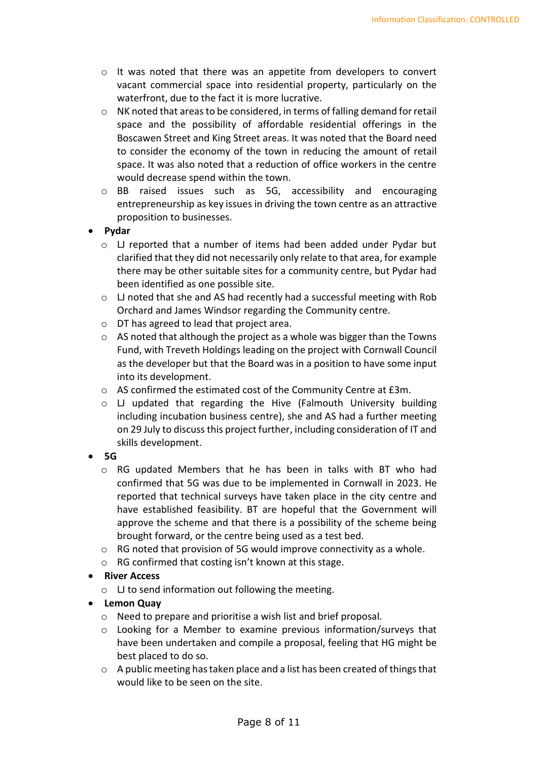- It was noted that there was an appetite from developers to convert vacant commercial space into residential property, particularly on the waterfront, due to the fact it is more lucrative.
  - NK noted that areas to be considered, in terms of falling demand for retail space and the possibility of affordable residential offerings in the Boscawen Street and King Street areas. It was noted that the Board need to consider the economy of the town in reducing the amount of retail space. It was also noted that a reduction of office workers in the centre would decrease spend within the town.
  - BB raised issues such as 5G, accessibility and encouraging entrepreneurship as key issues in driving the town centre as an attractive proposition to businesses.
- **Pydar**
  - LJ reported that a number of items had been added under Pydar but clarified that they did not necessarily only relate to that area, for example there may be other suitable sites for a community centre, but Pydar had been identified as one possible site.
  - LJ noted that she and AS had recently had a successful meeting with Rob Orchard and James Windsor regarding the Community centre.
  - DT has agreed to lead that project area.
  - AS noted that although the project as a whole was bigger than the Towns Fund, with Treveth Holdings leading on the project with Cornwall Council as the developer but that the Board was in a position to have some input into its development.
  - AS confirmed the estimated cost of the Community Centre at £3m.
  - LJ updated that regarding the Hive (Falmouth University building including incubation business centre), she and AS had a further meeting on 29 July to discuss this project further, including consideration of IT and skills development.
- **5G**
  - RG updated Members that he has been in talks with BT who had confirmed that 5G was due to be implemented in Cornwall in 2023. He reported that technical surveys have taken place in the city centre and have established feasibility. BT are hopeful that the Government will approve the scheme and that there is a possibility of the scheme being brought forward, or the centre being used as a test bed.
  - RG noted that provision of 5G would improve connectivity as a whole.
  - RG confirmed that costing isn't known at this stage.
- **River Access**
  - LJ to send information out following the meeting.
- **Lemon Quay**
  - Need to prepare and prioritise a wish list and brief proposal.
  - Looking for a Member to examine previous information/surveys that have been undertaken and compile a proposal, feeling that HG might be best placed to do so.
  - A public meeting has taken place and a list has been created of things that would like to be seen on the site.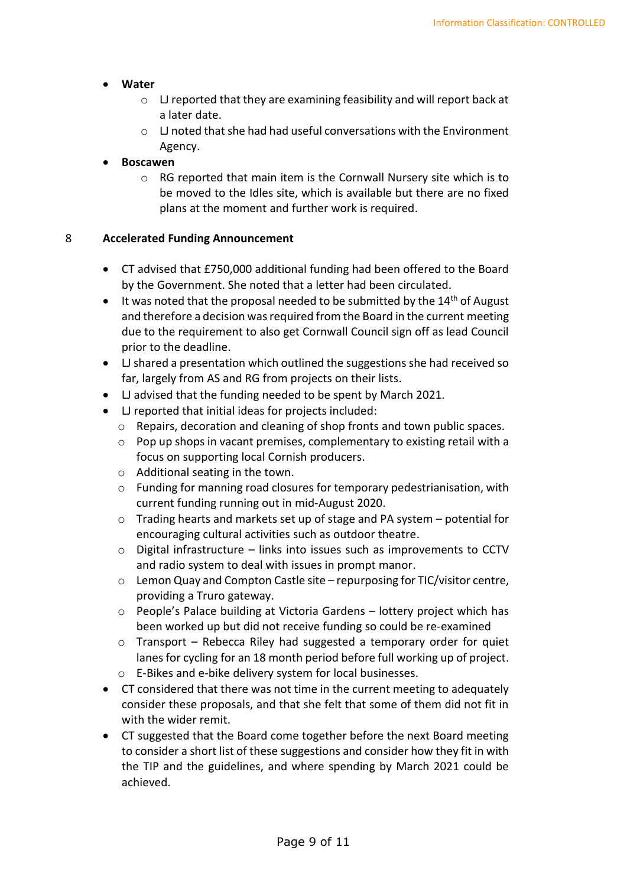- **Water**
  - LJ reported that they are examining feasibility and will report back at a later date.
  - LJ noted that she had had useful conversations with the Environment Agency.
- **Boscawen**
  - RG reported that main item is the Cornwall Nursery site which is to be moved to the Idles site, which is available but there are no fixed plans at the moment and further work is required.

## 8 Accelerated Funding Announcement

- CT advised that £750,000 additional funding had been offered to the Board by the Government. She noted that a letter had been circulated.
- It was noted that the proposal needed to be submitted by the 14th of August and therefore a decision was required from the Board in the current meeting due to the requirement to also get Cornwall Council sign off as lead Council prior to the deadline.
- LJ shared a presentation which outlined the suggestions she had received so far, largely from AS and RG from projects on their lists.
- LJ advised that the funding needed to be spent by March 2021.
- LJ reported that initial ideas for projects included:
  - Repairs, decoration and cleaning of shop fronts and town public spaces.
  - Pop up shops in vacant premises, complementary to existing retail with a focus on supporting local Cornish producers.
  - Additional seating in the town.
  - Funding for manning road closures for temporary pedestrianisation, with current funding running out in mid-August 2020.
  - Trading hearts and markets set up of stage and PA system – potential for encouraging cultural activities such as outdoor theatre.
  - Digital infrastructure – links into issues such as improvements to CCTV and radio system to deal with issues in prompt manor.
  - Lemon Quay and Compton Castle site – repurposing for TIC/visitor centre, providing a Truro gateway.
  - People's Palace building at Victoria Gardens – lottery project which has been worked up but did not receive funding so could be re-examined
  - Transport – Rebecca Riley had suggested a temporary order for quiet lanes for cycling for an 18 month period before full working up of project.
  - E-Bikes and e-bike delivery system for local businesses.
- CT considered that there was not time in the current meeting to adequately consider these proposals, and that she felt that some of them did not fit in with the wider remit.
- CT suggested that the Board come together before the next Board meeting to consider a short list of these suggestions and consider how they fit in with the TIP and the guidelines, and where spending by March 2021 could be achieved.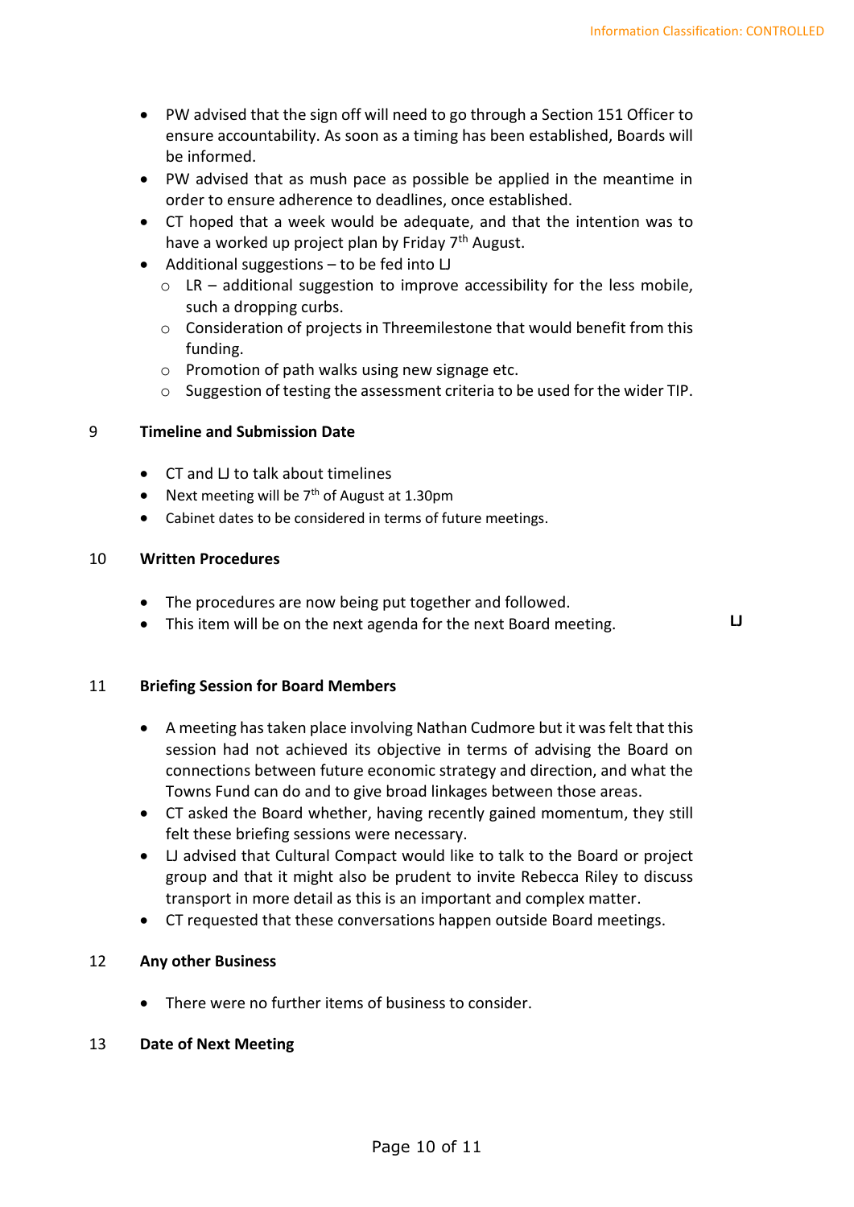- PW advised that the sign off will need to go through a Section 151 Officer to ensure accountability. As soon as a timing has been established, Boards will be informed.
- PW advised that as mush pace as possible be applied in the meantime in order to ensure adherence to deadlines, once established.
- CT hoped that a week would be adequate, and that the intention was to have a worked up project plan by Friday 7th August.
- Additional suggestions – to be fed into LJ
  - LR – additional suggestion to improve accessibility for the less mobile, such a dropping curbs.
  - Consideration of projects in Threemilestone that would benefit from this funding.
  - Promotion of path walks using new signage etc.
  - Suggestion of testing the assessment criteria to be used for the wider TIP.

## 9 Timeline and Submission Date

- CT and LJ to talk about timelines
- Next meeting will be 7th of August at 1.30pm
- Cabinet dates to be considered in terms of future meetings.

## 10 Written Procedures

- The procedures are now being put together and followed.
- This item will be on the next agenda for the next Board meeting. **LJ**

## 11 Briefing Session for Board Members

- A meeting has taken place involving Nathan Cudmore but it was felt that this session had not achieved its objective in terms of advising the Board on connections between future economic strategy and direction, and what the Towns Fund can do and to give broad linkages between those areas.
- CT asked the Board whether, having recently gained momentum, they still felt these briefing sessions were necessary.
- LJ advised that Cultural Compact would like to talk to the Board or project group and that it might also be prudent to invite Rebecca Riley to discuss transport in more detail as this is an important and complex matter.
- CT requested that these conversations happen outside Board meetings.

## 12 Any other Business

- There were no further items of business to consider.

## 13 Date of Next Meeting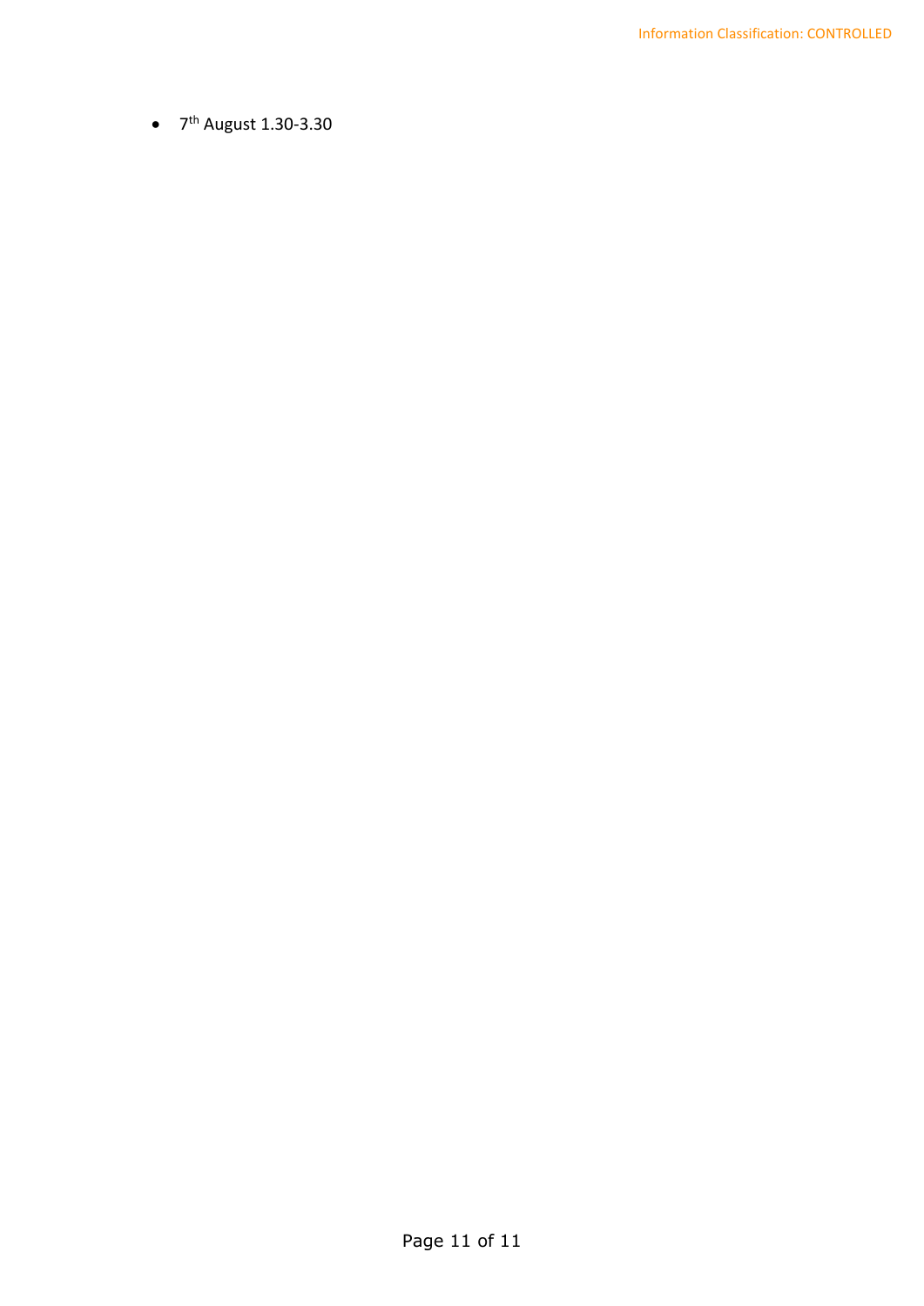- 7th August 1.30-3.30